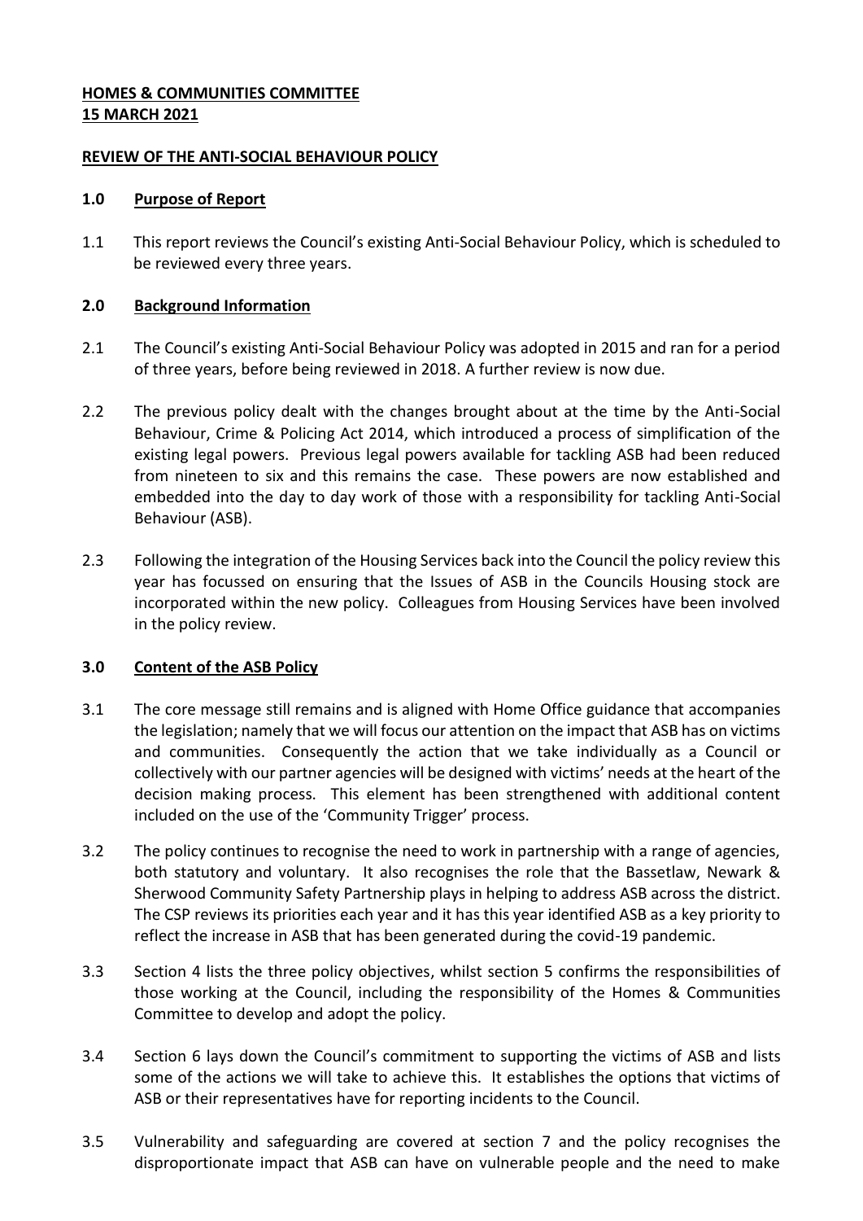**HOMES & COMMUNITIES COMMITTEE**
**15 MARCH 2021**

**REVIEW OF THE ANTI-SOCIAL BEHAVIOUR POLICY**

## 1.0 Purpose of Report

1.1 This report reviews the Council's existing Anti-Social Behaviour Policy, which is scheduled to be reviewed every three years.

## 2.0 Background Information

2.1 The Council's existing Anti-Social Behaviour Policy was adopted in 2015 and ran for a period of three years, before being reviewed in 2018. A further review is now due.

2.2 The previous policy dealt with the changes brought about at the time by the Anti-Social Behaviour, Crime & Policing Act 2014, which introduced a process of simplification of the existing legal powers. Previous legal powers available for tackling ASB had been reduced from nineteen to six and this remains the case. These powers are now established and embedded into the day to day work of those with a responsibility for tackling Anti-Social Behaviour (ASB).

2.3 Following the integration of the Housing Services back into the Council the policy review this year has focussed on ensuring that the Issues of ASB in the Councils Housing stock are incorporated within the new policy. Colleagues from Housing Services have been involved in the policy review.

## 3.0 Content of the ASB Policy

3.1 The core message still remains and is aligned with Home Office guidance that accompanies the legislation; namely that we will focus our attention on the impact that ASB has on victims and communities. Consequently the action that we take individually as a Council or collectively with our partner agencies will be designed with victims' needs at the heart of the decision making process. This element has been strengthened with additional content included on the use of the 'Community Trigger' process.

3.2 The policy continues to recognise the need to work in partnership with a range of agencies, both statutory and voluntary. It also recognises the role that the Bassetlaw, Newark & Sherwood Community Safety Partnership plays in helping to address ASB across the district. The CSP reviews its priorities each year and it has this year identified ASB as a key priority to reflect the increase in ASB that has been generated during the covid-19 pandemic.

3.3 Section 4 lists the three policy objectives, whilst section 5 confirms the responsibilities of those working at the Council, including the responsibility of the Homes & Communities Committee to develop and adopt the policy.

3.4 Section 6 lays down the Council's commitment to supporting the victims of ASB and lists some of the actions we will take to achieve this. It establishes the options that victims of ASB or their representatives have for reporting incidents to the Council.

3.5 Vulnerability and safeguarding are covered at section 7 and the policy recognises the disproportionate impact that ASB can have on vulnerable people and the need to make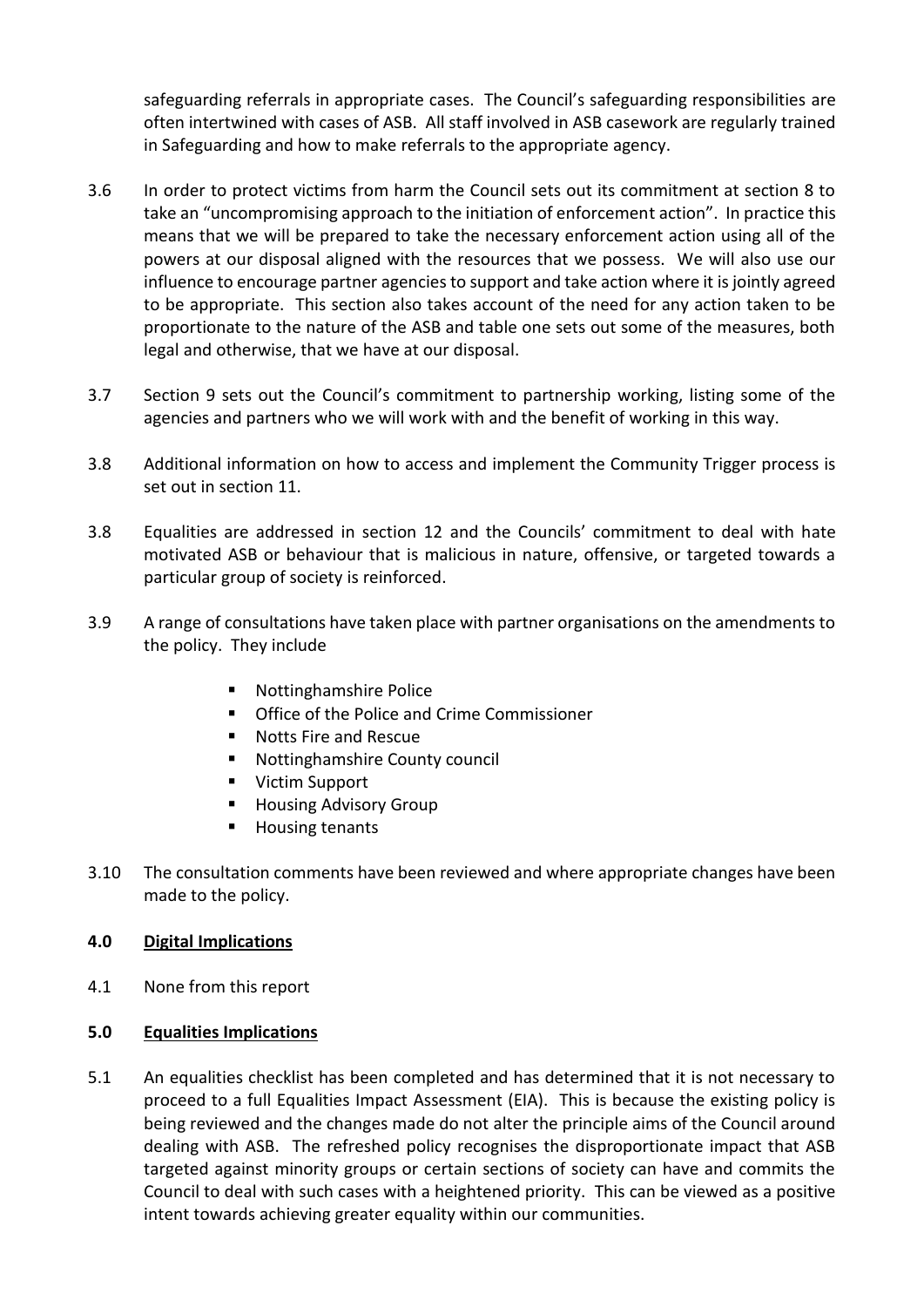safeguarding referrals in appropriate cases. The Council's safeguarding responsibilities are often intertwined with cases of ASB. All staff involved in ASB casework are regularly trained in Safeguarding and how to make referrals to the appropriate agency.

3.6 In order to protect victims from harm the Council sets out its commitment at section 8 to take an "uncompromising approach to the initiation of enforcement action". In practice this means that we will be prepared to take the necessary enforcement action using all of the powers at our disposal aligned with the resources that we possess. We will also use our influence to encourage partner agencies to support and take action where it is jointly agreed to be appropriate. This section also takes account of the need for any action taken to be proportionate to the nature of the ASB and table one sets out some of the measures, both legal and otherwise, that we have at our disposal.

3.7 Section 9 sets out the Council's commitment to partnership working, listing some of the agencies and partners who we will work with and the benefit of working in this way.

3.8 Additional information on how to access and implement the Community Trigger process is set out in section 11.

3.8 Equalities are addressed in section 12 and the Councils' commitment to deal with hate motivated ASB or behaviour that is malicious in nature, offensive, or targeted towards a particular group of society is reinforced.

3.9 A range of consultations have taken place with partner organisations on the amendments to the policy. They include

- Nottinghamshire Police
- Office of the Police and Crime Commissioner
- Notts Fire and Rescue
- Nottinghamshire County council
- Victim Support
- Housing Advisory Group
- Housing tenants

3.10 The consultation comments have been reviewed and where appropriate changes have been made to the policy.

## 4.0 Digital Implications

4.1 None from this report

## 5.0 Equalities Implications

5.1 An equalities checklist has been completed and has determined that it is not necessary to proceed to a full Equalities Impact Assessment (EIA). This is because the existing policy is being reviewed and the changes made do not alter the principle aims of the Council around dealing with ASB. The refreshed policy recognises the disproportionate impact that ASB targeted against minority groups or certain sections of society can have and commits the Council to deal with such cases with a heightened priority. This can be viewed as a positive intent towards achieving greater equality within our communities.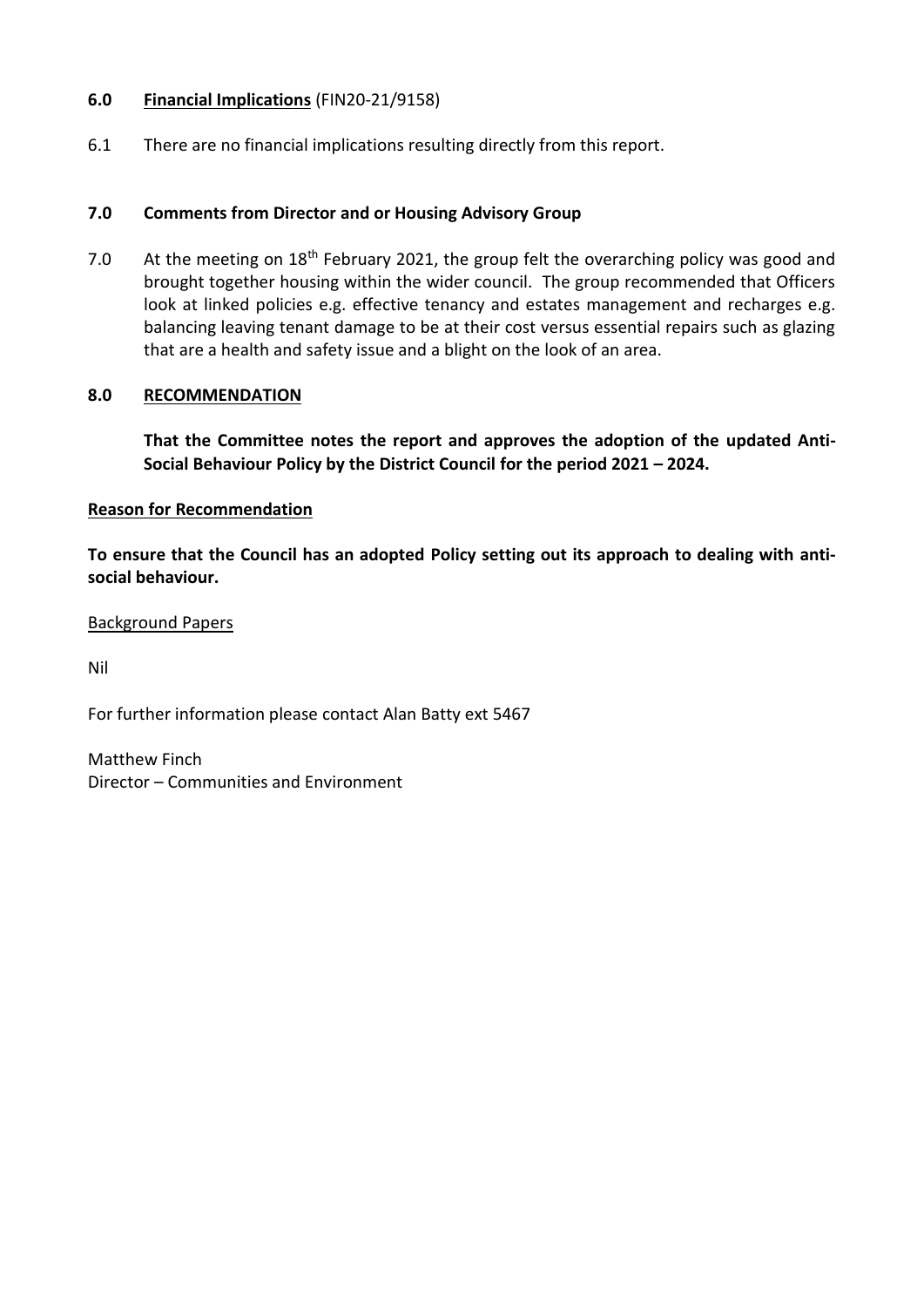**6.0 Financial Implications** (FIN20-21/9158)

6.1 There are no financial implications resulting directly from this report.

**7.0 Comments from Director and or Housing Advisory Group**

7.0 At the meeting on 18th February 2021, the group felt the overarching policy was good and brought together housing within the wider council. The group recommended that Officers look at linked policies e.g. effective tenancy and estates management and recharges e.g. balancing leaving tenant damage to be at their cost versus essential repairs such as glazing that are a health and safety issue and a blight on the look of an area.

**8.0 RECOMMENDATION**

**That the Committee notes the report and approves the adoption of the updated Anti-Social Behaviour Policy by the District Council for the period 2021 – 2024.**

**Reason for Recommendation**

**To ensure that the Council has an adopted Policy setting out its approach to dealing with anti-social behaviour.**

Background Papers

Nil

For further information please contact Alan Batty ext 5467

Matthew Finch
Director – Communities and Environment